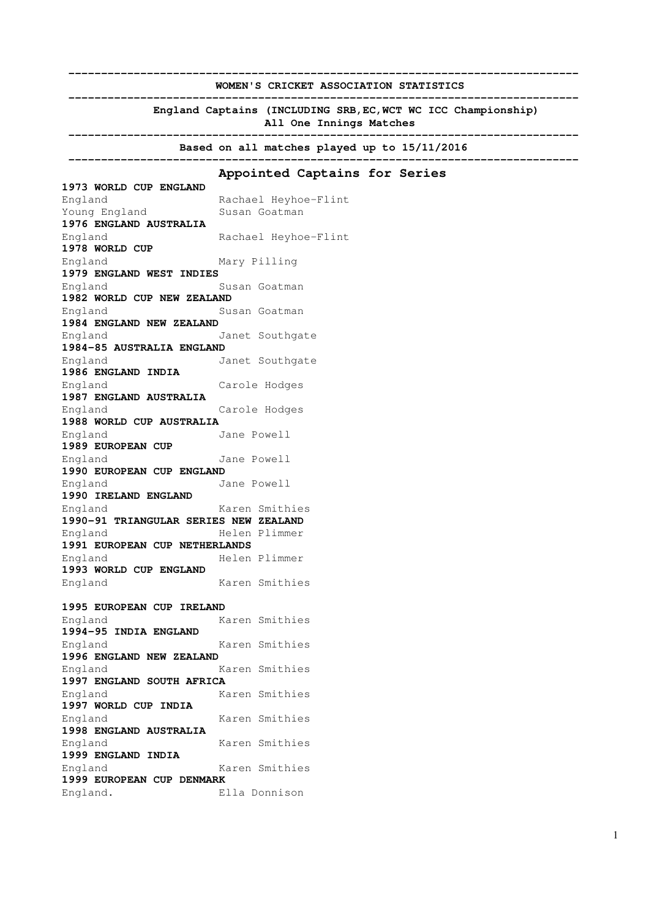**WOMEN'S CRICKET ASSOCIATION STATISTICS**

**England Captains (INCLUDING SRB,EC,WCT WC ICC Championship)**
**All One Innings Matches**

**Based on all matches played up to 15/11/2016**

## Appointed Captains for Series

**1973 WORLD CUP ENGLAND**

| | |
|---|---|
| England | Rachael Heyhoe-Flint |
| Young England | Susan Goatman |

**1976 ENGLAND AUSTRALIA**

| | |
|---|---|
| England | Rachael Heyhoe-Flint |

**1978 WORLD CUP**

| | |
|---|---|
| England | Mary Pilling |

**1979 ENGLAND WEST INDIES**

| | |
|---|---|
| England | Susan Goatman |

**1982 WORLD CUP NEW ZEALAND**

| | |
|---|---|
| England | Susan Goatman |

**1984 ENGLAND NEW ZEALAND**

| | |
|---|---|
| England | Janet Southgate |

**1984-85 AUSTRALIA ENGLAND**

| | |
|---|---|
| England | Janet Southgate |

**1986 ENGLAND INDIA**

| | |
|---|---|
| England | Carole Hodges |

**1987 ENGLAND AUSTRALIA**

| | |
|---|---|
| England | Carole Hodges |

**1988 WORLD CUP AUSTRALIA**

| | |
|---|---|
| England | Jane Powell |

**1989 EUROPEAN CUP**

| | |
|---|---|
| England | Jane Powell |

**1990 EUROPEAN CUP ENGLAND**

| | |
|---|---|
| England | Jane Powell |

**1990 IRELAND ENGLAND**

| | |
|---|---|
| England | Karen Smithies |

**1990-91 TRIANGULAR SERIES NEW ZEALAND**

| | |
|---|---|
| England | Helen Plimmer |

**1991 EUROPEAN CUP NETHERLANDS**

| | |
|---|---|
| England | Helen Plimmer |

**1993 WORLD CUP ENGLAND**

| | |
|---|---|
| England | Karen Smithies |

**1995 EUROPEAN CUP IRELAND**

| | |
|---|---|
| England | Karen Smithies |

**1994-95 INDIA ENGLAND**

| | |
|---|---|
| England | Karen Smithies |

**1996 ENGLAND NEW ZEALAND**

| | |
|---|---|
| England | Karen Smithies |

**1997 ENGLAND SOUTH AFRICA**

| | |
|---|---|
| England | Karen Smithies |

**1997 WORLD CUP INDIA**

| | |
|---|---|
| England | Karen Smithies |

**1998 ENGLAND AUSTRALIA**

| | |
|---|---|
| England | Karen Smithies |

**1999 ENGLAND INDIA**

| | |
|---|---|
| England | Karen Smithies |

**1999 EUROPEAN CUP DENMARK**

| | |
|---|---|
| England. | Ella Donnison |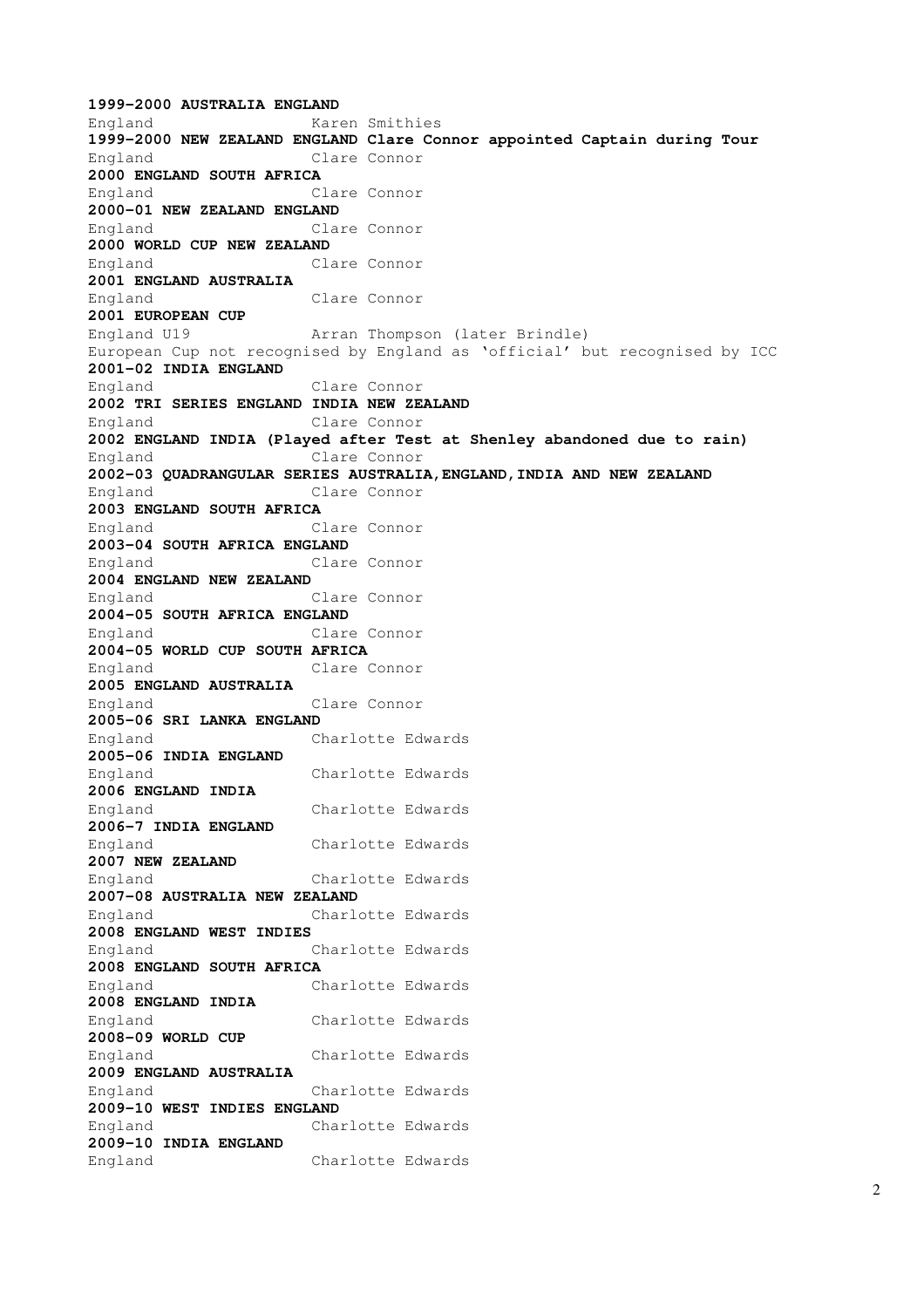**1999-2000 AUSTRALIA ENGLAND**
England Karen Smithies
**1999-2000 NEW ZEALAND ENGLAND Clare Connor appointed Captain during Tour**
England Clare Connor
**2000 ENGLAND SOUTH AFRICA**
England Clare Connor
**2000-01 NEW ZEALAND ENGLAND**
England Clare Connor
**2000 WORLD CUP NEW ZEALAND**
England Clare Connor
**2001 ENGLAND AUSTRALIA**
England Clare Connor
**2001 EUROPEAN CUP**
England U19 Arran Thompson (later Brindle)
European Cup not recognised by England as 'official' but recognised by ICC
**2001-02 INDIA ENGLAND**
England Clare Connor
**2002 TRI SERIES ENGLAND INDIA NEW ZEALAND**
England Clare Connor
**2002 ENGLAND INDIA (Played after Test at Shenley abandoned due to rain)**
England Clare Connor
**2002-03 QUADRANGULAR SERIES AUSTRALIA,ENGLAND,INDIA AND NEW ZEALAND**
England Clare Connor
**2003 ENGLAND SOUTH AFRICA**
England Clare Connor
**2003-04 SOUTH AFRICA ENGLAND**
England Clare Connor
**2004 ENGLAND NEW ZEALAND**
England Clare Connor
**2004-05 SOUTH AFRICA ENGLAND**
England Clare Connor
**2004-05 WORLD CUP SOUTH AFRICA**
England Clare Connor
**2005 ENGLAND AUSTRALIA**
England Clare Connor
**2005-06 SRI LANKA ENGLAND**
England Charlotte Edwards
**2005-06 INDIA ENGLAND**
England Charlotte Edwards
**2006 ENGLAND INDIA**
England Charlotte Edwards
**2006-7 INDIA ENGLAND**
England Charlotte Edwards
**2007 NEW ZEALAND**
England Charlotte Edwards
**2007-08 AUSTRALIA NEW ZEALAND**
England Charlotte Edwards
**2008 ENGLAND WEST INDIES**
England Charlotte Edwards
**2008 ENGLAND SOUTH AFRICA**
England Charlotte Edwards
**2008 ENGLAND INDIA**
England Charlotte Edwards
**2008-09 WORLD CUP**
England Charlotte Edwards
**2009 ENGLAND AUSTRALIA**
England Charlotte Edwards
**2009-10 WEST INDIES ENGLAND**
England Charlotte Edwards
**2009-10 INDIA ENGLAND**
England Charlotte Edwards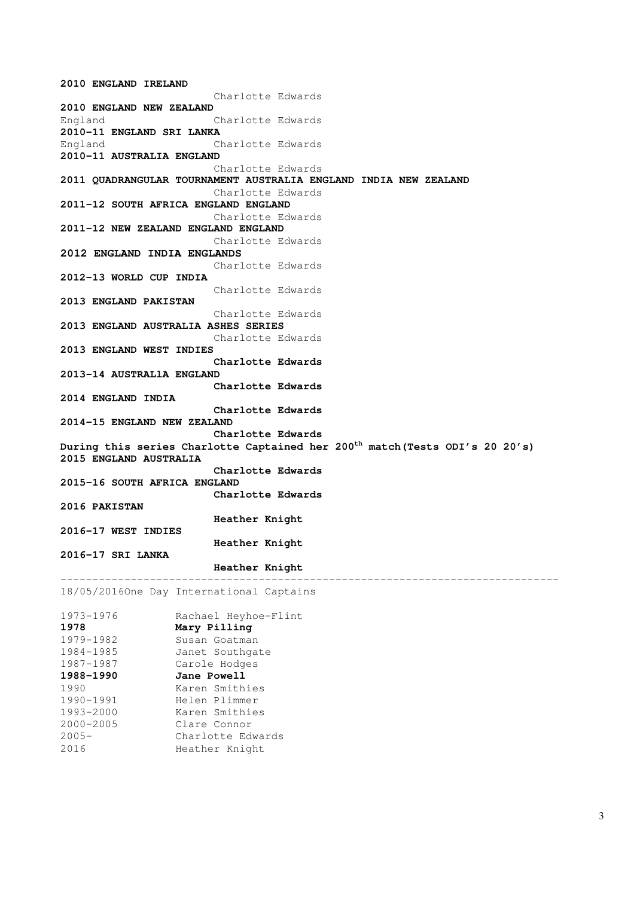**2010 ENGLAND IRELAND**

Charlotte Edwards

**2010 ENGLAND NEW ZEALAND**

England Charlotte Edwards

**2010-11 ENGLAND SRI LANKA**

England Charlotte Edwards

**2010-11 AUSTRALIA ENGLAND**

Charlotte Edwards

**2011 QUADRANGULAR TOURNAMENT AUSTRALIA ENGLAND INDIA NEW ZEALAND**

Charlotte Edwards

**2011-12 SOUTH AFRICA ENGLAND ENGLAND**

Charlotte Edwards

**2011-12 NEW ZEALAND ENGLAND ENGLAND**

Charlotte Edwards

**2012 ENGLAND INDIA ENGLANDS**

Charlotte Edwards

**2012-13 WORLD CUP INDIA**

Charlotte Edwards

**2013 ENGLAND PAKISTAN**

Charlotte Edwards

**2013 ENGLAND AUSTRALIA ASHES SERIES**

Charlotte Edwards

**2013 ENGLAND WEST INDIES**

**Charlotte Edwards**

**2013-14 AUSTRALlA ENGLAND**

**Charlotte Edwards**

**2014 ENGLAND INDIA**

**Charlotte Edwards**

**2014-15 ENGLAND NEW ZEALAND**

**Charlotte Edwards**

**During this series Charlotte Captained her 200th match(Tests ODI's 20 20's)**

**2015 ENGLAND AUSTRALIA**

**Charlotte Edwards**

**2015-16 SOUTH AFRICA ENGLAND**

**Charlotte Edwards**

**2016 PAKISTAN**

**Heather Knight**

**2016-17 WEST INDIES**

**Heather Knight**

**2016-17 SRI LANKA**

**Heather Knight**

---

18/05/2016One Day International Captains

| | |
|---|---|
| 1973-1976 | Rachael Heyhoe-Flint |
| **1978** | **Mary Pilling** |
| 1979-1982 | Susan Goatman |
| 1984-1985 | Janet Southgate |
| 1987-1987 | Carole Hodges |
| **1988-1990** | **Jane Powell** |
| 1990 | Karen Smithies |
| 1990-1991 | Helen Plimmer |
| 1993-2000 | Karen Smithies |
| 2000-2005 | Clare Connor |
| 2005- | Charlotte Edwards |
| 2016 | Heather Knight |